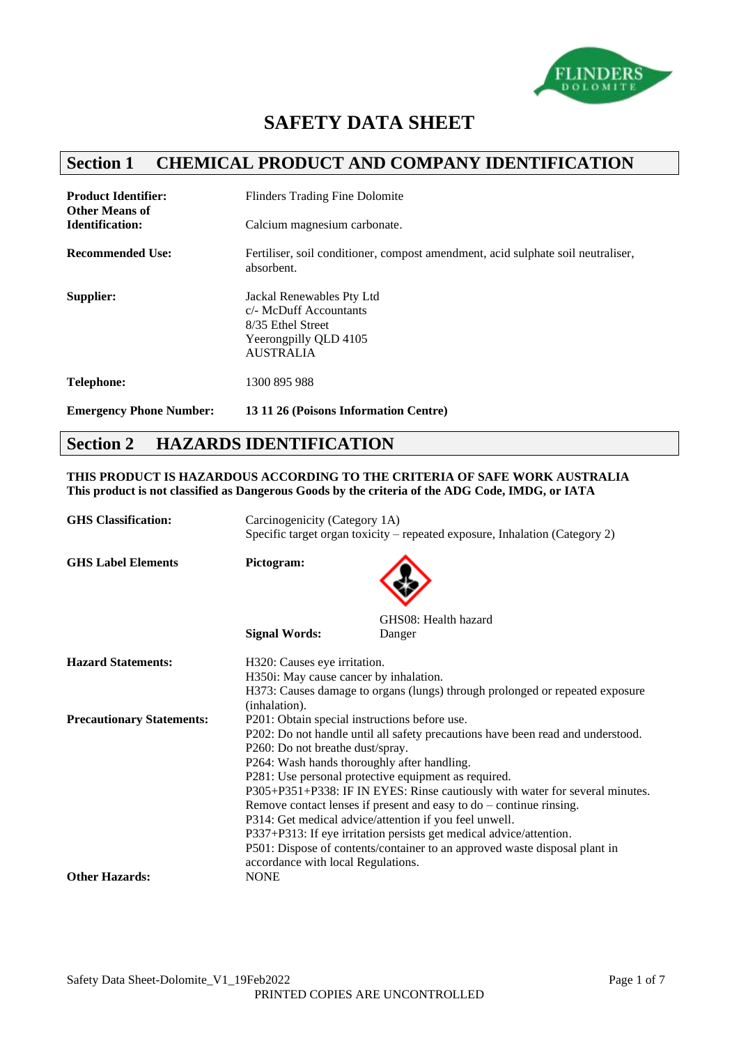# SAFETY DATA SHEET

## Section 1 CHEMICAL PRODUCT AND COMPANY IDENTIFICATION

**Product Identifier:** Flinders Trading Fine Dolomite

**Other Means of Identification:** Calcium magnesium carbonate.

**Recommended Use:** Fertiliser, soil conditioner, compost amendment, acid sulphate soil neutraliser, absorbent.

**Supplier:**
Jackal Renewables Pty Ltd
c/- McDuff Accountants
8/35 Ethel Street
Yeerongpilly QLD 4105
AUSTRALIA

**Telephone:** 1300 895 988

**Emergency Phone Number:** **13 11 26 (Poisons Information Centre)**

## Section 2 HAZARDS IDENTIFICATION

**THIS PRODUCT IS HAZARDOUS ACCORDING TO THE CRITERIA OF SAFE WORK AUSTRALIA**
**This product is not classified as Dangerous Goods by the criteria of the ADG Code, IMDG, or IATA**

**GHS Classification:**
Carcinogenicity (Category 1A)
Specific target organ toxicity – repeated exposure, Inhalation (Category 2)

**GHS Label Elements**

**Pictogram:** GHS08: Health hazard

**Signal Words:** Danger

**Hazard Statements:**
H320: Causes eye irritation.
H350i: May cause cancer by inhalation.
H373: Causes damage to organs (lungs) through prolonged or repeated exposure (inhalation).

**Precautionary Statements:**
P201: Obtain special instructions before use.
P202: Do not handle until all safety precautions have been read and understood.
P260: Do not breathe dust/spray.
P264: Wash hands thoroughly after handling.
P281: Use personal protective equipment as required.
P305+P351+P338: IF IN EYES: Rinse cautiously with water for several minutes. Remove contact lenses if present and easy to do – continue rinsing.
P314: Get medical advice/attention if you feel unwell.
P337+P313: If eye irritation persists get medical advice/attention.
P501: Dispose of contents/container to an approved waste disposal plant in accordance with local Regulations.

**Other Hazards:** NONE

Safety Data Sheet-Dolomite_V1_19Feb2022

PRINTED COPIES ARE UNCONTROLLED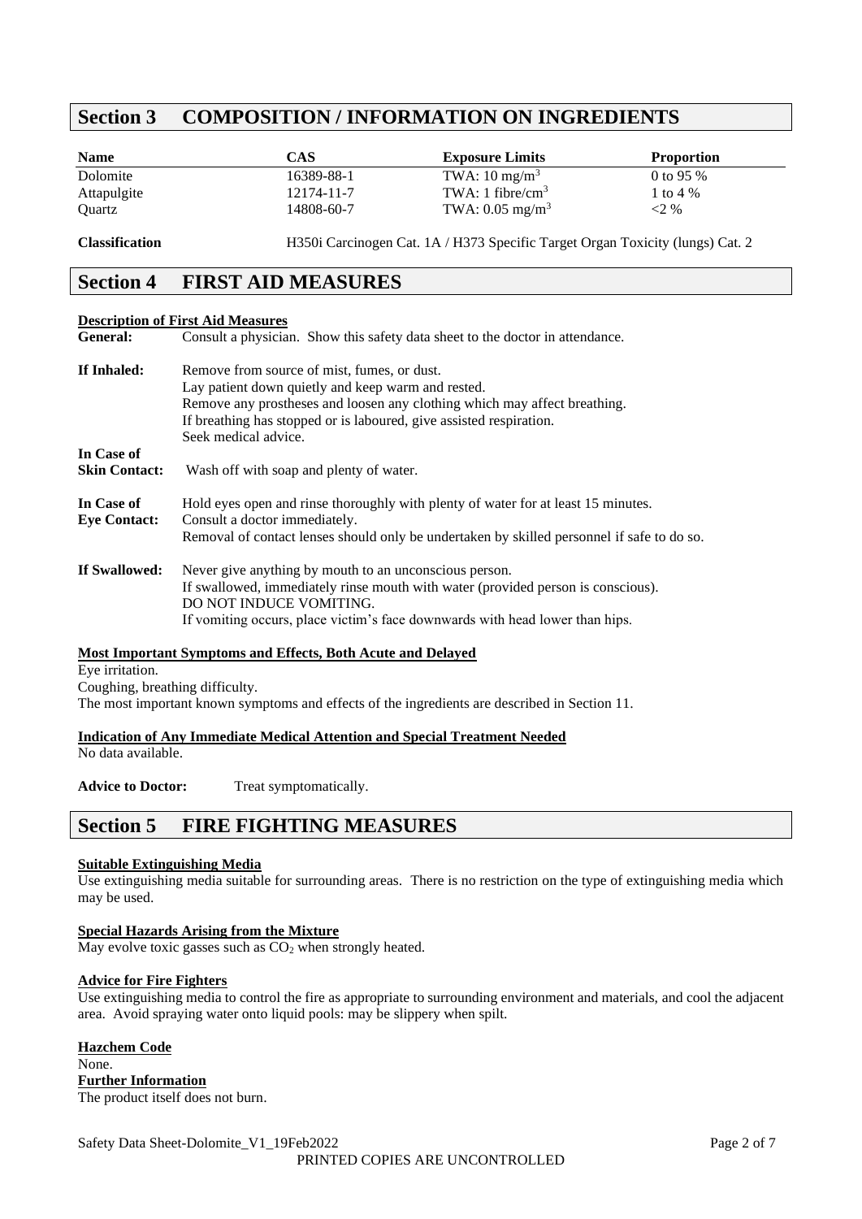## Section 3 COMPOSITION / INFORMATION ON INGREDIENTS

| Name | CAS | Exposure Limits | Proportion |
|---|---|---|---|
| Dolomite | 16389-88-1 | TWA: 10 $mg/m^3$ | 0 to 95 % |
| Attapulgite | 12174-11-7 | TWA: 1 $fibre/cm^3$ | 1 to 4 % |
| Quartz | 14808-60-7 | TWA: 0.05 $mg/m^3$ | <2 % |

**Classification** H350i Carcinogen Cat. 1A / H373 Specific Target Organ Toxicity (lungs) Cat. 2

## Section 4 FIRST AID MEASURES

**Description of First Aid Measures**

**General:** Consult a physician. Show this safety data sheet to the doctor in attendance.

**If Inhaled:** Remove from source of mist, fumes, or dust.
Lay patient down quietly and keep warm and rested.
Remove any prostheses and loosen any clothing which may affect breathing.
If breathing has stopped or is laboured, give assisted respiration.
Seek medical advice.

**In Case of Skin Contact:** Wash off with soap and plenty of water.

**In Case of Eye Contact:** Hold eyes open and rinse thoroughly with plenty of water for at least 15 minutes.
Consult a doctor immediately.
Removal of contact lenses should only be undertaken by skilled personnel if safe to do so.

**If Swallowed:** Never give anything by mouth to an unconscious person.
If swallowed, immediately rinse mouth with water (provided person is conscious).
DO NOT INDUCE VOMITING.
If vomiting occurs, place victim's face downwards with head lower than hips.

**Most Important Symptoms and Effects, Both Acute and Delayed**

Eye irritation.
Coughing, breathing difficulty.
The most important known symptoms and effects of the ingredients are described in Section 11.

**Indication of Any Immediate Medical Attention and Special Treatment Needed**

No data available.

**Advice to Doctor:** Treat symptomatically.

## Section 5 FIRE FIGHTING MEASURES

**Suitable Extinguishing Media**

Use extinguishing media suitable for surrounding areas. There is no restriction on the type of extinguishing media which may be used.

**Special Hazards Arising from the Mixture**

May evolve toxic gasses such as $CO_2$ when strongly heated.

**Advice for Fire Fighters**

Use extinguishing media to control the fire as appropriate to surrounding environment and materials, and cool the adjacent area. Avoid spraying water onto liquid pools: may be slippery when spilt.

**Hazchem Code**

None.

**Further Information**

The product itself does not burn.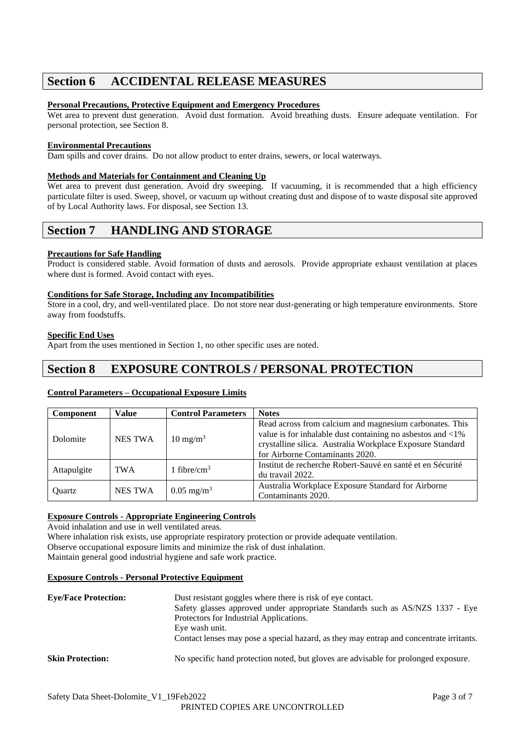## Section 6 ACCIDENTAL RELEASE MEASURES

**Personal Precautions, Protective Equipment and Emergency Procedures**

Wet area to prevent dust generation. Avoid dust formation. Avoid breathing dusts. Ensure adequate ventilation. For personal protection, see Section 8.

**Environmental Precautions**

Dam spills and cover drains. Do not allow product to enter drains, sewers, or local waterways.

**Methods and Materials for Containment and Cleaning Up**

Wet area to prevent dust generation. Avoid dry sweeping. If vacuuming, it is recommended that a high efficiency particulate filter is used. Sweep, shovel, or vacuum up without creating dust and dispose of to waste disposal site approved of by Local Authority laws. For disposal, see Section 13.

## Section 7 HANDLING AND STORAGE

**Precautions for Safe Handling**

Product is considered stable. Avoid formation of dusts and aerosols. Provide appropriate exhaust ventilation at places where dust is formed. Avoid contact with eyes.

**Conditions for Safe Storage, Including any Incompatibilities**

Store in a cool, dry, and well-ventilated place. Do not store near dust-generating or high temperature environments. Store away from foodstuffs.

**Specific End Uses**

Apart from the uses mentioned in Section 1, no other specific uses are noted.

## Section 8 EXPOSURE CONTROLS / PERSONAL PROTECTION

**Control Parameters – Occupational Exposure Limits**

| Component | Value | Control Parameters | Notes |
|---|---|---|---|
| Dolomite | NES TWA | 10 mg/m$^3$ | Read across from calcium and magnesium carbonates. This value is for inhalable dust containing no asbestos and <1% crystalline silica. Australia Workplace Exposure Standard for Airborne Contaminants 2020. |
| Attapulgite | TWA | 1 fibre/cm$^3$ | Institut de recherche Robert-Sauvé en santé et en Sécurité du travail 2022. |
| Quartz | NES TWA | 0.05 mg/m$^3$ | Australia Workplace Exposure Standard for Airborne Contaminants 2020. |

**Exposure Controls - Appropriate Engineering Controls**

Avoid inhalation and use in well ventilated areas.
Where inhalation risk exists, use appropriate respiratory protection or provide adequate ventilation.
Observe occupational exposure limits and minimize the risk of dust inhalation.
Maintain general good industrial hygiene and safe work practice.

**Exposure Controls - Personal Protective Equipment**

**Eye/Face Protection:** Dust resistant goggles where there is risk of eye contact.
Safety glasses approved under appropriate Standards such as AS/NZS 1337 - Eye Protectors for Industrial Applications.
Eye wash unit.
Contact lenses may pose a special hazard, as they may entrap and concentrate irritants.

**Skin Protection:** No specific hand protection noted, but gloves are advisable for prolonged exposure.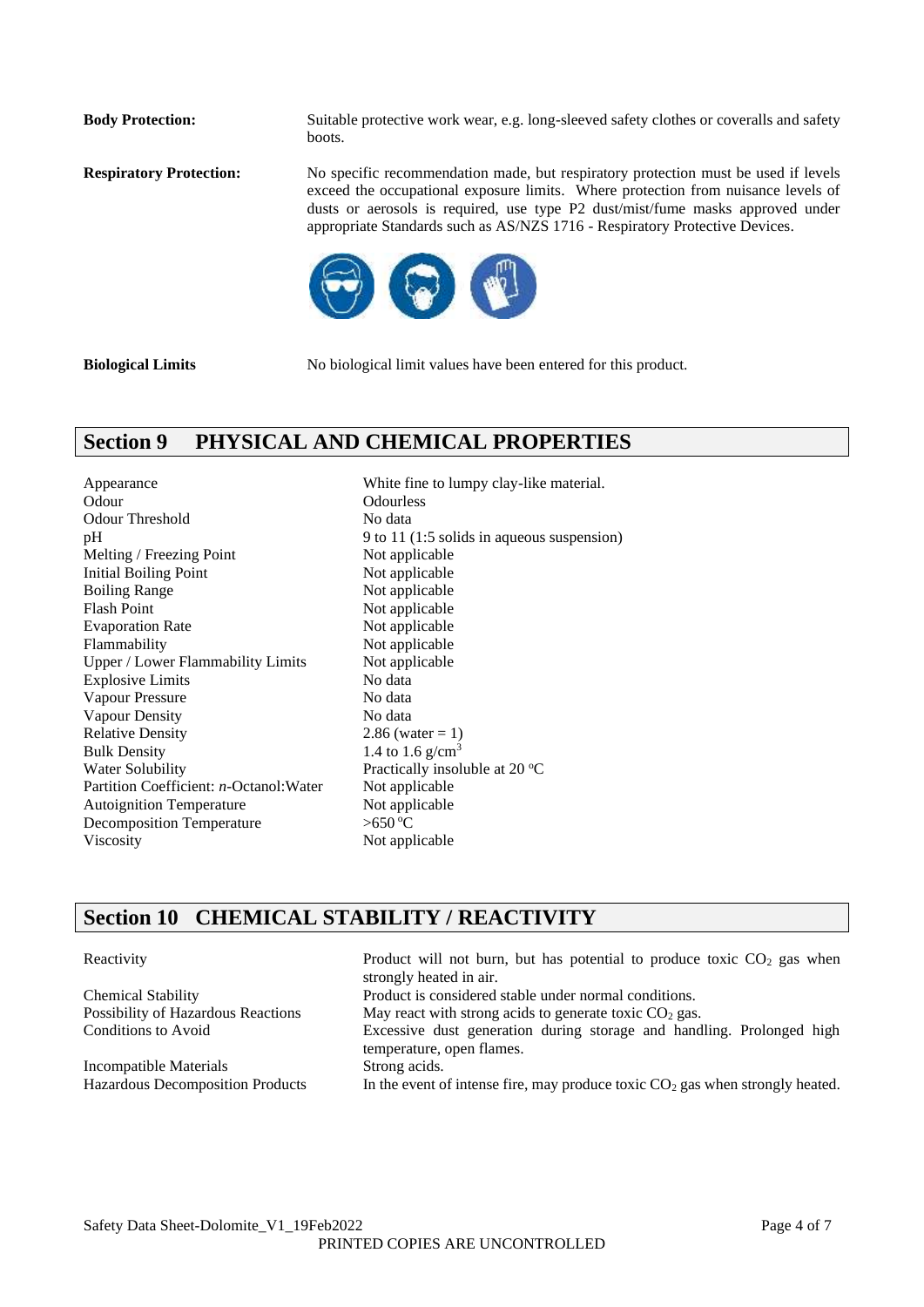**Body Protection:** Suitable protective work wear, e.g. long-sleeved safety clothes or coveralls and safety boots.

**Respiratory Protection:** No specific recommendation made, but respiratory protection must be used if levels exceed the occupational exposure limits. Where protection from nuisance levels of dusts or aerosols is required, use type P2 dust/mist/fume masks approved under appropriate Standards such as AS/NZS 1716 - Respiratory Protective Devices.

**Biological Limits** No biological limit values have been entered for this product.

## Section 9 PHYSICAL AND CHEMICAL PROPERTIES

| | |
|---|---|
| Appearance | White fine to lumpy clay-like material. |
| Odour | Odourless |
| Odour Threshold | No data |
| pH | 9 to 11 (1:5 solids in aqueous suspension) |
| Melting / Freezing Point | Not applicable |
| Initial Boiling Point | Not applicable |
| Boiling Range | Not applicable |
| Flash Point | Not applicable |
| Evaporation Rate | Not applicable |
| Flammability | Not applicable |
| Upper / Lower Flammability Limits | Not applicable |
| Explosive Limits | No data |
| Vapour Pressure | No data |
| Vapour Density | No data |
| Relative Density | 2.86 (water = 1) |
| Bulk Density | 1.4 to 1.6 g/cm$^3$ |
| Water Solubility | Practically insoluble at 20 °C |
| Partition Coefficient: *n*-Octanol:Water | Not applicable |
| Autoignition Temperature | Not applicable |
| Decomposition Temperature | >650 °C |
| Viscosity | Not applicable |

## Section 10 CHEMICAL STABILITY / REACTIVITY

| | |
|---|---|
| Reactivity | Product will not burn, but has potential to produce toxic $CO_2$ gas when strongly heated in air. |
| Chemical Stability | Product is considered stable under normal conditions. |
| Possibility of Hazardous Reactions | May react with strong acids to generate toxic $CO_2$ gas. |
| Conditions to Avoid | Excessive dust generation during storage and handling. Prolonged high temperature, open flames. |
| Incompatible Materials | Strong acids. |
| Hazardous Decomposition Products | In the event of intense fire, may produce toxic $CO_2$ gas when strongly heated. |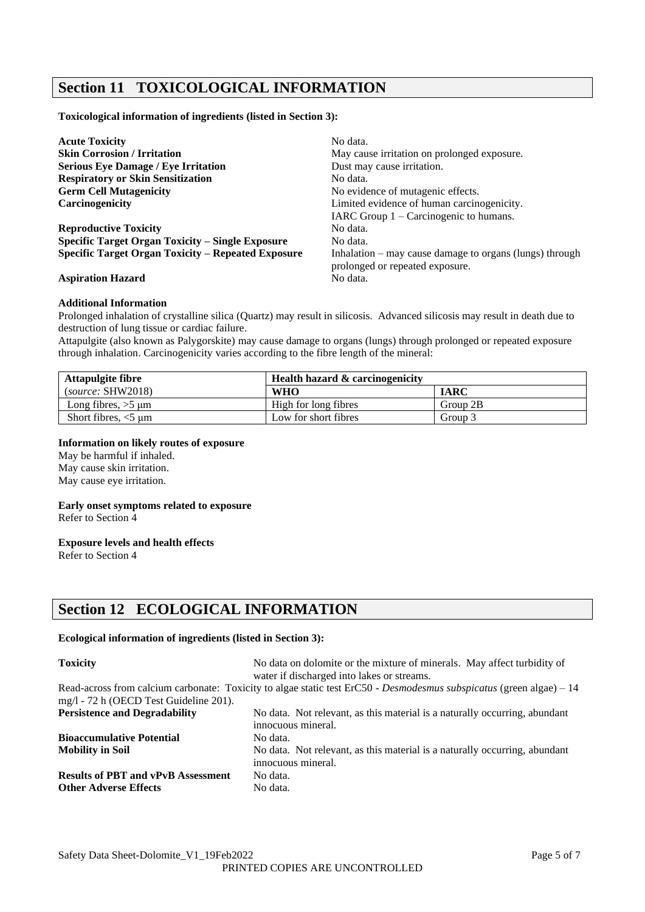## Section 11 TOXICOLOGICAL INFORMATION

**Toxicological information of ingredients (listed in Section 3):**

**Acute Toxicity** No data.
**Skin Corrosion / Irritation** May cause irritation on prolonged exposure.
**Serious Eye Damage / Eye Irritation** Dust may cause irritation.
**Respiratory or Skin Sensitization** No data.
**Germ Cell Mutagenicity** No evidence of mutagenic effects.
**Carcinogenicity** Limited evidence of human carcinogenicity.
IARC Group 1 – Carcinogenic to humans.
**Reproductive Toxicity** No data.
**Specific Target Organ Toxicity – Single Exposure** No data.
**Specific Target Organ Toxicity – Repeated Exposure** Inhalation – may cause damage to organs (lungs) through prolonged or repeated exposure.
**Aspiration Hazard** No data.

**Additional Information**

Prolonged inhalation of crystalline silica (Quartz) may result in silicosis. Advanced silicosis may result in death due to destruction of lung tissue or cardiac failure.

Attapulgite (also known as Palygorskite) may cause damage to organs (lungs) through prolonged or repeated exposure through inhalation. Carcinogenicity varies according to the fibre length of the mineral:

| **Attapulgite fibre** | **Health hazard & carcinogenicity** | |
|---|---|---|
| (*source:* SHW2018) | **WHO** | **IARC** |
| Long fibres, >5 μm | High for long fibres | Group 2B |
| Short fibres, <5 μm | Low for short fibres | Group 3 |

**Information on likely routes of exposure**

May be harmful if inhaled.
May cause skin irritation.
May cause eye irritation.

**Early onset symptoms related to exposure**

Refer to Section 4

**Exposure levels and health effects**

Refer to Section 4

## Section 12 ECOLOGICAL INFORMATION

**Ecological information of ingredients (listed in Section 3):**

**Toxicity** No data on dolomite or the mixture of minerals. May affect turbidity of water if discharged into lakes or streams.

Read-across from calcium carbonate: Toxicity to algae static test ErC50 - *Desmodesmus subspicatus* (green algae) – 14 mg/l - 72 h (OECD Test Guideline 201).

**Persistence and Degradability** No data. Not relevant, as this material is a naturally occurring, abundant innocuous mineral.
**Bioaccumulative Potential** No data.
**Mobility in Soil** No data. Not relevant, as this material is a naturally occurring, abundant innocuous mineral.
**Results of PBT and vPvB Assessment** No data.
**Other Adverse Effects** No data.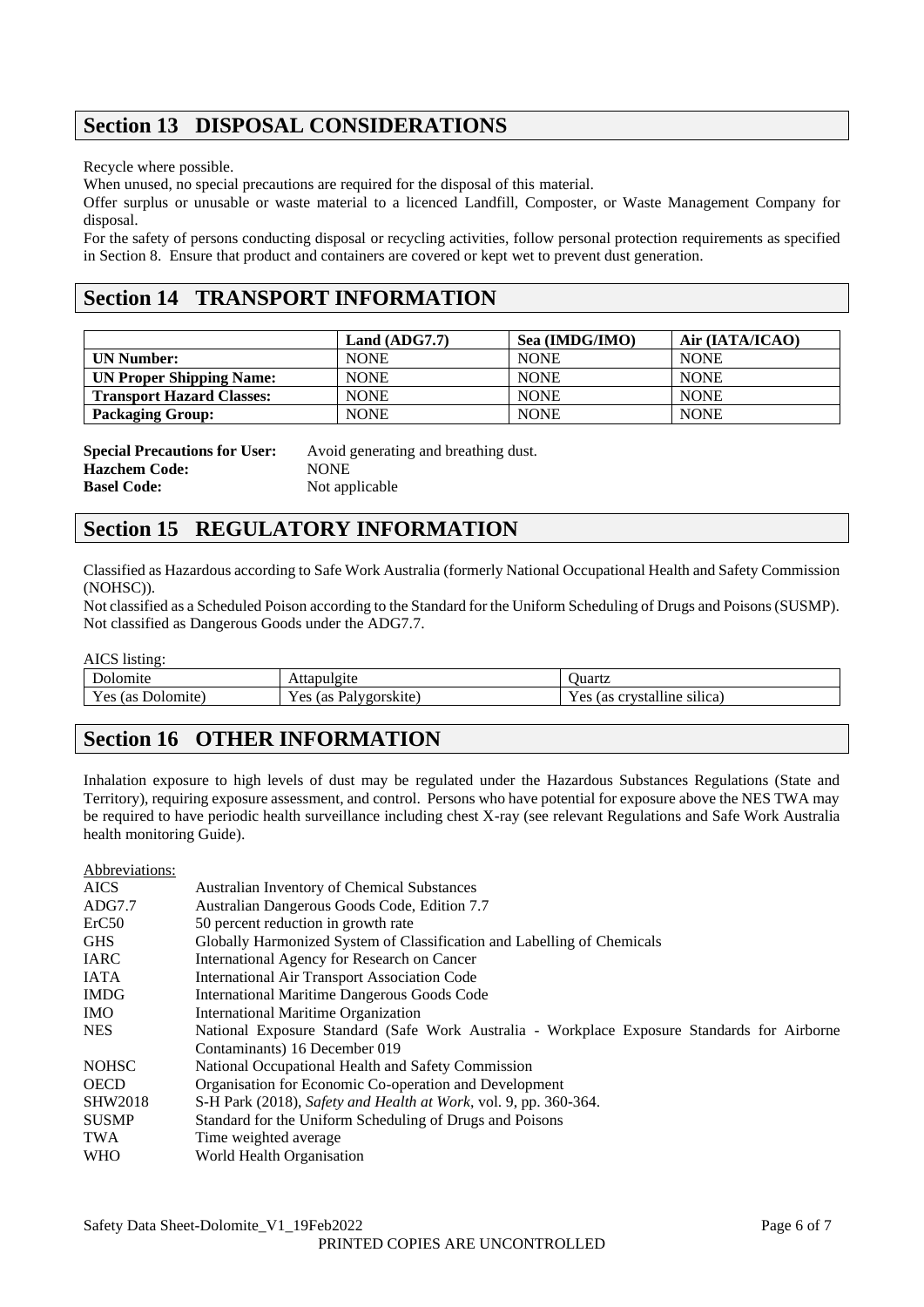## Section 13 DISPOSAL CONSIDERATIONS

Recycle where possible.

When unused, no special precautions are required for the disposal of this material.

Offer surplus or unusable or waste material to a licenced Landfill, Composter, or Waste Management Company for disposal.

For the safety of persons conducting disposal or recycling activities, follow personal protection requirements as specified in Section 8. Ensure that product and containers are covered or kept wet to prevent dust generation.

## Section 14 TRANSPORT INFORMATION

| | Land (ADG7.7) | Sea (IMDG/IMO) | Air (IATA/ICAO) |
|---|---|---|---|
| **UN Number:** | NONE | NONE | NONE |
| **UN Proper Shipping Name:** | NONE | NONE | NONE |
| **Transport Hazard Classes:** | NONE | NONE | NONE |
| **Packaging Group:** | NONE | NONE | NONE |

**Special Precautions for User:** Avoid generating and breathing dust.
**Hazchem Code:** NONE
**Basel Code:** Not applicable

## Section 15 REGULATORY INFORMATION

Classified as Hazardous according to Safe Work Australia (formerly National Occupational Health and Safety Commission (NOHSC)).

Not classified as a Scheduled Poison according to the Standard for the Uniform Scheduling of Drugs and Poisons (SUSMP).

Not classified as Dangerous Goods under the ADG7.7.

AICS listing:

| Dolomite | Attapulgite | Quartz |
|---|---|---|
| Yes (as Dolomite) | Yes (as Palygorskite) | Yes (as crystalline silica) |

## Section 16 OTHER INFORMATION

Inhalation exposure to high levels of dust may be regulated under the Hazardous Substances Regulations (State and Territory), requiring exposure assessment, and control. Persons who have potential for exposure above the NES TWA may be required to have periodic health surveillance including chest X-ray (see relevant Regulations and Safe Work Australia health monitoring Guide).

Abbreviations:

| | |
|---|---|
| AICS | Australian Inventory of Chemical Substances |
| ADG7.7 | Australian Dangerous Goods Code, Edition 7.7 |
| ErC50 | 50 percent reduction in growth rate |
| GHS | Globally Harmonized System of Classification and Labelling of Chemicals |
| IARC | International Agency for Research on Cancer |
| IATA | International Air Transport Association Code |
| IMDG | International Maritime Dangerous Goods Code |
| IMO | International Maritime Organization |
| NES | National Exposure Standard (Safe Work Australia - Workplace Exposure Standards for Airborne Contaminants) 16 December 019 |
| NOHSC | National Occupational Health and Safety Commission |
| OECD | Organisation for Economic Co-operation and Development |
| SHW2018 | S-H Park (2018), *Safety and Health at Work*, vol. 9, pp. 360-364. |
| SUSMP | Standard for the Uniform Scheduling of Drugs and Poisons |
| TWA | Time weighted average |
| WHO | World Health Organisation |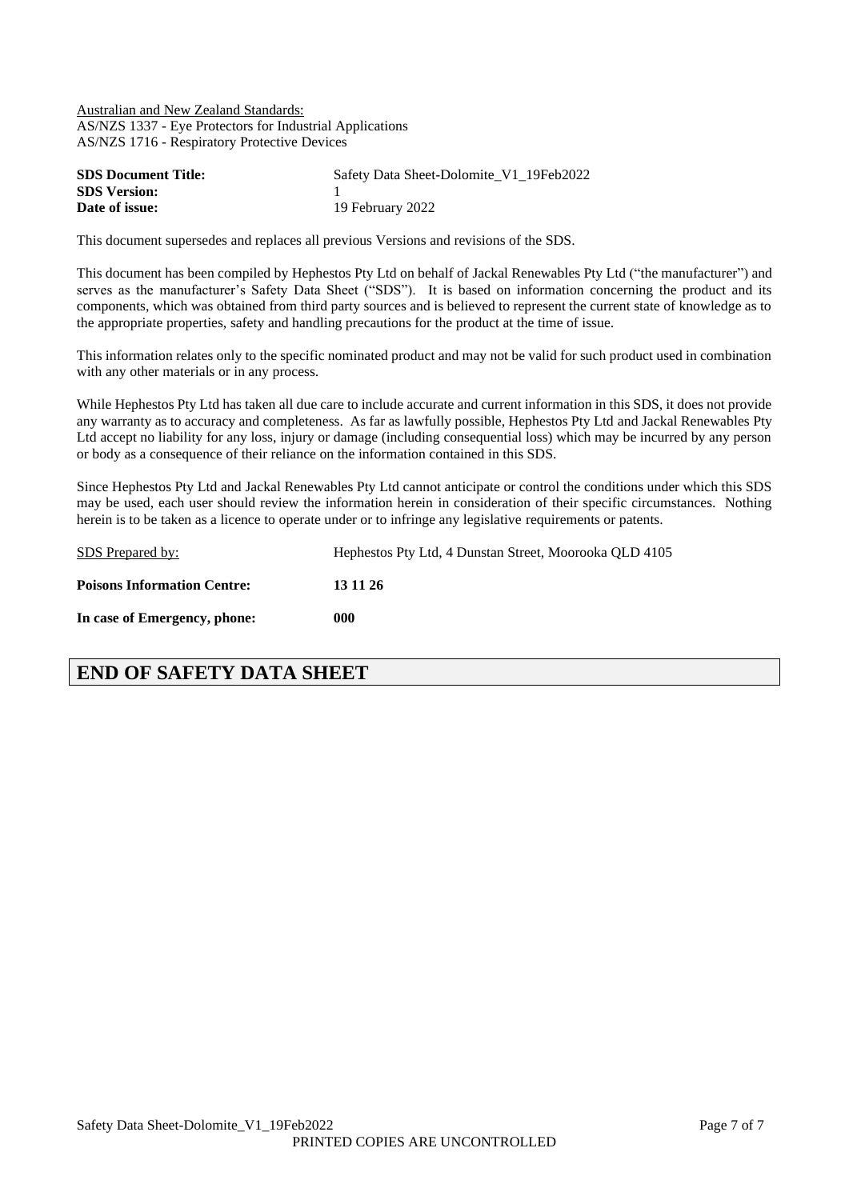Australian and New Zealand Standards:
AS/NZS 1337 - Eye Protectors for Industrial Applications
AS/NZS 1716 - Respiratory Protective Devices

| | |
|---|---|
| **SDS Document Title:** | Safety Data Sheet-Dolomite_V1_19Feb2022 |
| **SDS Version:** | 1 |
| **Date of issue:** | 19 February 2022 |

This document supersedes and replaces all previous Versions and revisions of the SDS.

This document has been compiled by Hephestos Pty Ltd on behalf of Jackal Renewables Pty Ltd ("the manufacturer") and serves as the manufacturer's Safety Data Sheet ("SDS"). It is based on information concerning the product and its components, which was obtained from third party sources and is believed to represent the current state of knowledge as to the appropriate properties, safety and handling precautions for the product at the time of issue.

This information relates only to the specific nominated product and may not be valid for such product used in combination with any other materials or in any process.

While Hephestos Pty Ltd has taken all due care to include accurate and current information in this SDS, it does not provide any warranty as to accuracy and completeness. As far as lawfully possible, Hephestos Pty Ltd and Jackal Renewables Pty Ltd accept no liability for any loss, injury or damage (including consequential loss) which may be incurred by any person or body as a consequence of their reliance on the information contained in this SDS.

Since Hephestos Pty Ltd and Jackal Renewables Pty Ltd cannot anticipate or control the conditions under which this SDS may be used, each user should review the information herein in consideration of their specific circumstances. Nothing herein is to be taken as a licence to operate under or to infringe any legislative requirements or patents.

| | |
|---|---|
| SDS Prepared by: | Hephestos Pty Ltd, 4 Dunstan Street, Moorooka QLD 4105 |
| **Poisons Information Centre:** | **13 11 26** |
| **In case of Emergency, phone:** | **000** |

## END OF SAFETY DATA SHEET

PRINTED COPIES ARE UNCONTROLLED